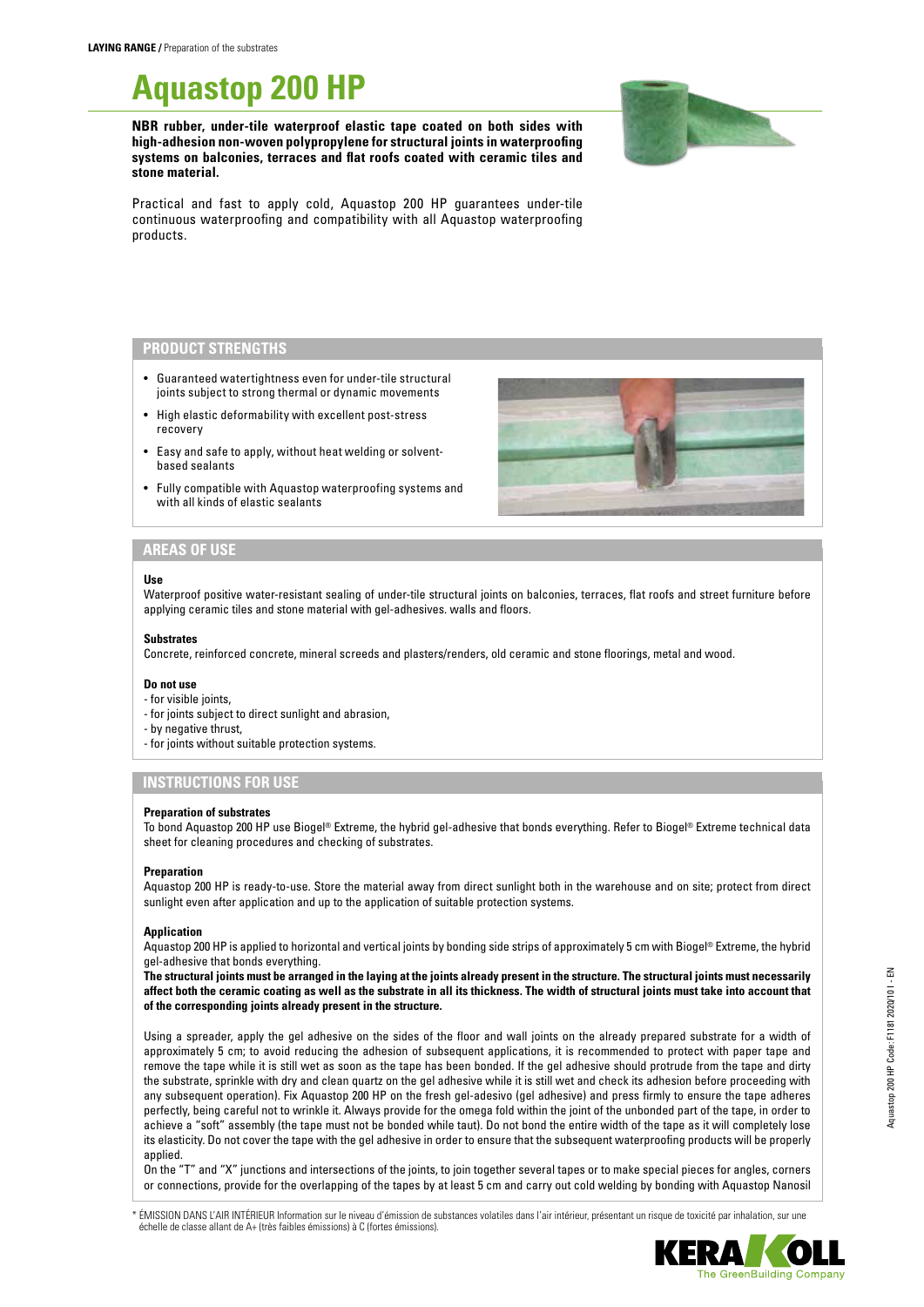**LAYING RANGE /** Preparation of the substrates

# Aquastop 200 HP

**NBR rubber, under-tile waterproof elastic tape coated on both sides with high-adhesion non-woven polypropylene for structural joints in waterproofing systems on balconies, terraces and flat roofs coated with ceramic tiles and stone material.**

Practical and fast to apply cold, Aquastop 200 HP guarantees under-tile continuous waterproofing and compatibility with all Aquastop waterproofing products.

## PRODUCT STRENGTHS

- Guaranteed watertightness even for under-tile structural joints subject to strong thermal or dynamic movements
- High elastic deformability with excellent post-stress recovery
- Easy and safe to apply, without heat welding or solvent-based sealants
- Fully compatible with Aquastop waterproofing systems and with all kinds of elastic sealants

## AREAS OF USE

**Use**

Waterproof positive water-resistant sealing of under-tile structural joints on balconies, terraces, flat roofs and street furniture before applying ceramic tiles and stone material with gel-adhesives. walls and floors.

**Substrates**

Concrete, reinforced concrete, mineral screeds and plasters/renders, old ceramic and stone floorings, metal and wood.

**Do not use**

- for visible joints,
- for joints subject to direct sunlight and abrasion,
- by negative thrust,
- for joints without suitable protection systems.

## INSTRUCTIONS FOR USE

**Preparation of substrates**

To bond Aquastop 200 HP use Biogel® Extreme, the hybrid gel-adhesive that bonds everything. Refer to Biogel® Extreme technical data sheet for cleaning procedures and checking of substrates.

**Preparation**

Aquastop 200 HP is ready-to-use. Store the material away from direct sunlight both in the warehouse and on site; protect from direct sunlight even after application and up to the application of suitable protection systems.

**Application**

Aquastop 200 HP is applied to horizontal and vertical joints by bonding side strips of approximately 5 cm with Biogel® Extreme, the hybrid gel-adhesive that bonds everything.

**The structural joints must be arranged in the laying at the joints already present in the structure. The structural joints must necessarily affect both the ceramic coating as well as the substrate in all its thickness. The width of structural joints must take into account that of the corresponding joints already present in the structure.**

Using a spreader, apply the gel adhesive on the sides of the floor and wall joints on the already prepared substrate for a width of approximately 5 cm; to avoid reducing the adhesion of subsequent applications, it is recommended to protect with paper tape and remove the tape while it is still wet as soon as the tape has been bonded. If the gel adhesive should protrude from the tape and dirty the substrate, sprinkle with dry and clean quartz on the gel adhesive while it is still wet and check its adhesion before proceeding with any subsequent operation). Fix Aquastop 200 HP on the fresh gel-adesivo (gel adhesive) and press firmly to ensure the tape adheres perfectly, being careful not to wrinkle it. Always provide for the omega fold within the joint of the unbonded part of the tape, in order to achieve a "soft" assembly (the tape must not be bonded while taut). Do not bond the entire width of the tape as it will completely lose its elasticity. Do not cover the tape with the gel adhesive in order to ensure that the subsequent waterproofing products will be properly applied.

On the "T" and "X" junctions and intersections of the joints, to join together several tapes or to make special pieces for angles, corners or connections, provide for the overlapping of the tapes by at least 5 cm and carry out cold welding by bonding with Aquastop Nanosil

\* ÉMISSION DANS L'AIR INTÉRIEUR Information sur le niveau d'émission de substances volatiles dans l'air intérieur, présentant un risque de toxicité par inhalation, sur une échelle de classe allant de A+ (très faibles émissions) à C (fortes émissions).

Aquastop 200 HP Code: F1181 2020/10 I - EN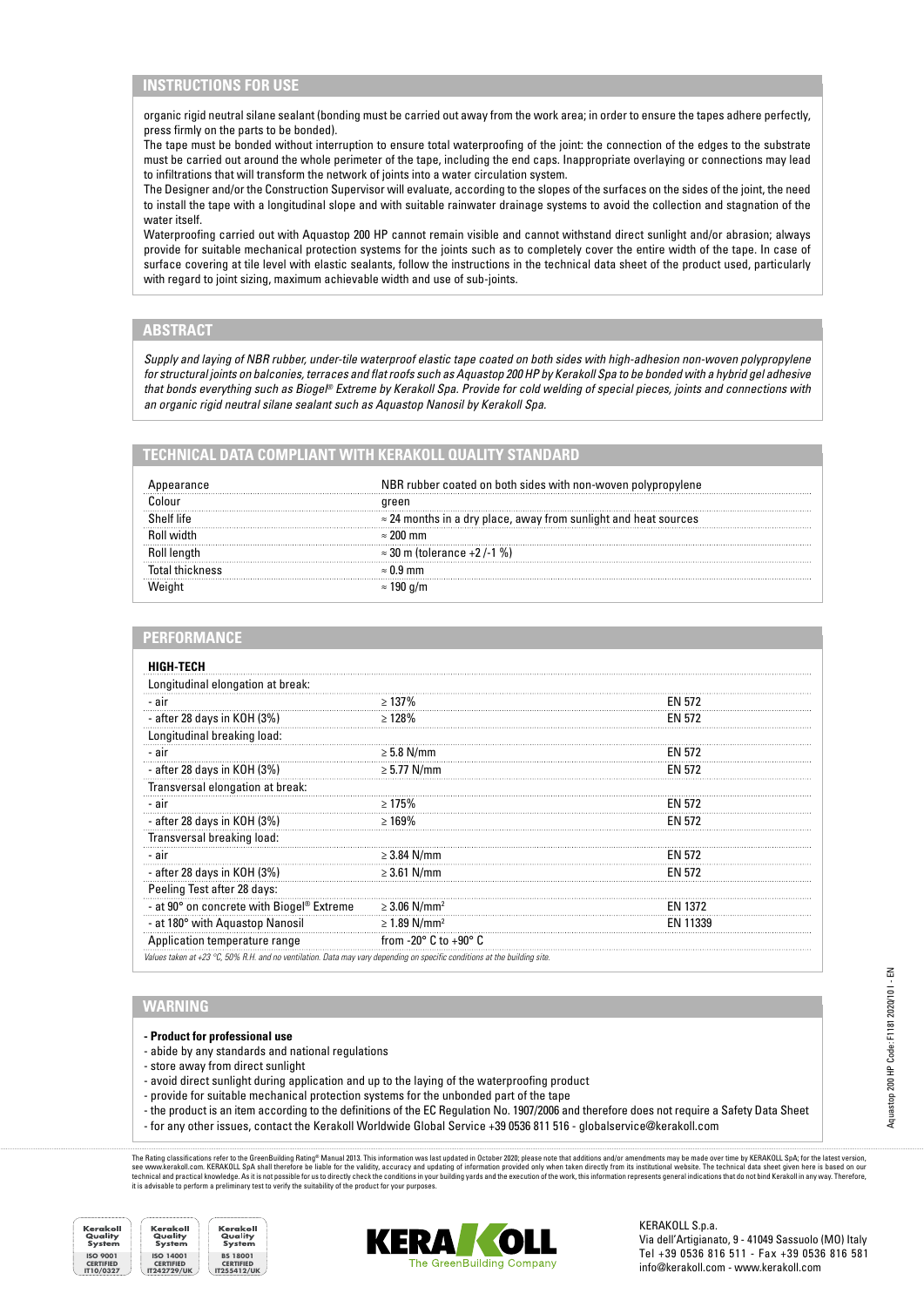## INSTRUCTIONS FOR USE

organic rigid neutral silane sealant (bonding must be carried out away from the work area; in order to ensure the tapes adhere perfectly, press firmly on the parts to be bonded).
The tape must be bonded without interruption to ensure total waterproofing of the joint: the connection of the edges to the substrate must be carried out around the whole perimeter of the tape, including the end caps. Inappropriate overlaying or connections may lead to infiltrations that will transform the network of joints into a water circulation system.
The Designer and/or the Construction Supervisor will evaluate, according to the slopes of the surfaces on the sides of the joint, the need to install the tape with a longitudinal slope and with suitable rainwater drainage systems to avoid the collection and stagnation of the water itself.
Waterproofing carried out with Aquastop 200 HP cannot remain visible and cannot withstand direct sunlight and/or abrasion; always provide for suitable mechanical protection systems for the joints such as to completely cover the entire width of the tape. In case of surface covering at tile level with elastic sealants, follow the instructions in the technical data sheet of the product used, particularly with regard to joint sizing, maximum achievable width and use of sub-joints.

## ABSTRACT

*Supply and laying of NBR rubber, under-tile waterproof elastic tape coated on both sides with high-adhesion non-woven polypropylene for structural joints on balconies, terraces and flat roofs such as Aquastop 200 HP by Kerakoll Spa to be bonded with a hybrid gel adhesive that bonds everything such as Biogel® Extreme by Kerakoll Spa. Provide for cold welding of special pieces, joints and connections with an organic rigid neutral silane sealant such as Aquastop Nanosil by Kerakoll Spa.*

## TECHNICAL DATA COMPLIANT WITH KERAKOLL QUALITY STANDARD

| | |
|---|---|
| Appearance | NBR rubber coated on both sides with non-woven polypropylene |
| Colour | green |
| Shelf life | ≈ 24 months in a dry place, away from sunlight and heat sources |
| Roll width | ≈ 200 mm |
| Roll length | ≈ 30 m (tolerance +2 /-1 %) |
| Total thickness | ≈ 0.9 mm |
| Weight | ≈ 190 g/m |

## PERFORMANCE

| HIGH-TECH | | |
|---|---|---|
| Longitudinal elongation at break: | | |
| - air | ≥ 137% | EN 572 |
| - after 28 days in KOH (3%) | ≥ 128% | EN 572 |
| Longitudinal breaking load: | | |
| - air | ≥ 5.8 N/mm | EN 572 |
| - after 28 days in KOH (3%) | ≥ 5.77 N/mm | EN 572 |
| Transversal elongation at break: | | |
| - air | ≥ 175% | EN 572 |
| - after 28 days in KOH (3%) | ≥ 169% | EN 572 |
| Transversal breaking load: | | |
| - air | ≥ 3.84 N/mm | EN 572 |
| - after 28 days in KOH (3%) | ≥ 3.61 N/mm | EN 572 |
| Peeling Test after 28 days: | | |
| - at 90° on concrete with Biogel® Extreme | ≥ 3.06 N/mm² | EN 1372 |
| - at 180° with Aquastop Nanosil | ≥ 1.89 N/mm² | EN 11339 |
| Application temperature range | from -20° C to +90° C | |

*Values taken at +23 °C, 50% R.H. and no ventilation. Data may vary depending on specific conditions at the building site.*

## WARNING

- **Product for professional use**
- abide by any standards and national regulations
- store away from direct sunlight
- avoid direct sunlight during application and up to the laying of the waterproofing product
- provide for suitable mechanical protection systems for the unbonded part of the tape
- the product is an item according to the definitions of the EC Regulation No. 1907/2006 and therefore does not require a Safety Data Sheet
- for any other issues, contact the Kerakoll Worldwide Global Service +39 0536 811 516 - globalservice@kerakoll.com

The Rating classifications refer to the GreenBuilding Rating® Manual 2013. This information was last updated in October 2020; please note that additions and/or amendments may be made over time by KERAKOLL SpA; for the latest version, see www.kerakoll.com. KERAKOLL SpA shall therefore be liable for the validity, accuracy and updating of information provided only when taken directly from its institutional website. The technical data sheet given here is based on our technical and practical knowledge. As it is not possible for us to directly check the conditions in your building yards and the execution of the work, this information represents general indications that do not bind Kerakoll in any way. Therefore, it is advisable to perform a preliminary test to verify the suitability of the product for your purposes.

Aquastop 200 HP Code: F1181 2020/10 I - EN

Kerakoll Quality System ISO 9001 CERTIFIED IT10/0327

Kerakoll Quality System ISO 14001 CERTIFIED IT242729/UK

Kerakoll Quality System BS 18001 CERTIFIED IT255412/UK

KERAKOLL The GreenBuilding Company

KERAKOLL S.p.a.
Via dell'Artigianato, 9 - 41049 Sassuolo (MO) Italy
Tel +39 0536 816 511 - Fax +39 0536 816 581
info@kerakoll.com - www.kerakoll.com